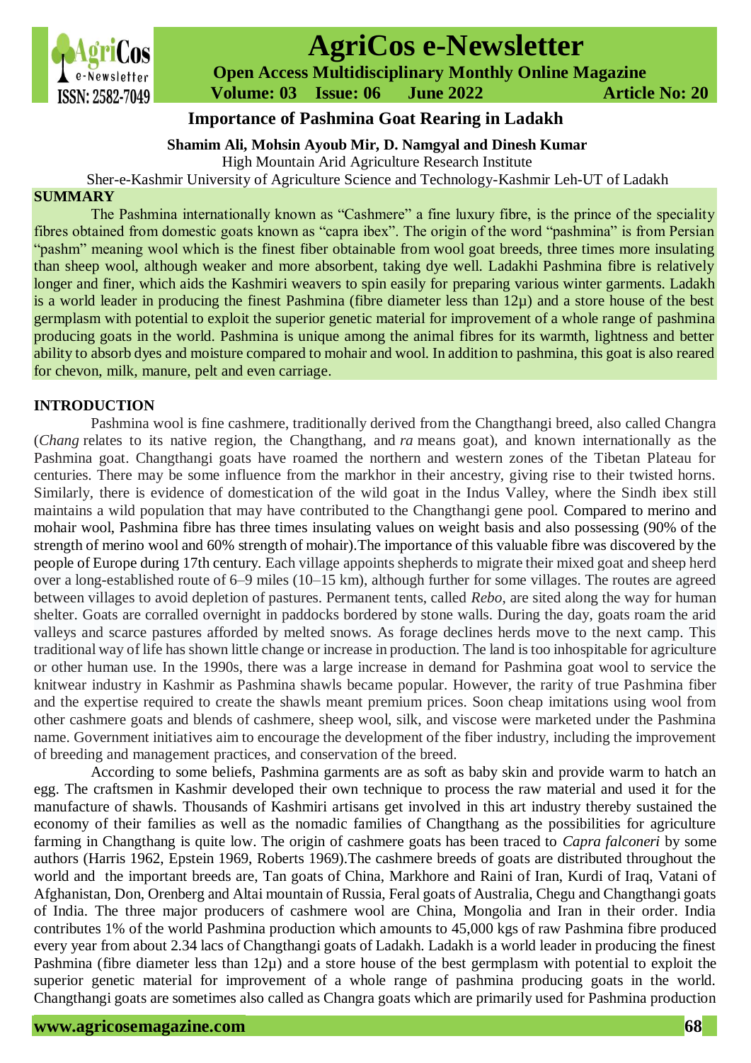# Importance of Pashmina Goat Rearing in Ladakh

**Shamim Ali, Mohsin Ayoub Mir, D. Namgyal and Dinesh Kumar**

High Mountain Arid Agriculture Research Institute

Sher-e-Kashmir University of Agriculture Science and Technology-Kashmir Leh-UT of Ladakh

## SUMMARY

The Pashmina internationally known as "Cashmere" a fine luxury fibre, is the prince of the speciality fibres obtained from domestic goats known as "capra ibex". The origin of the word "pashmina" is from Persian "pashm" meaning wool which is the finest fiber obtainable from wool goat breeds, three times more insulating than sheep wool, although weaker and more absorbent, taking dye well. Ladakhi Pashmina fibre is relatively longer and finer, which aids the Kashmiri weavers to spin easily for preparing various winter garments. Ladakh is a world leader in producing the finest Pashmina (fibre diameter less than 12µ) and a store house of the best germplasm with potential to exploit the superior genetic material for improvement of a whole range of pashmina producing goats in the world. Pashmina is unique among the animal fibres for its warmth, lightness and better ability to absorb dyes and moisture compared to mohair and wool. In addition to pashmina, this goat is also reared for chevon, milk, manure, pelt and even carriage.

## INTRODUCTION

Pashmina wool is fine cashmere, traditionally derived from the Changthangi breed, also called Changra (*Chang* relates to its native region, the Changthang, and *ra* means goat), and known internationally as the Pashmina goat. Changthangi goats have roamed the northern and western zones of the Tibetan Plateau for centuries. There may be some influence from the markhor in their ancestry, giving rise to their twisted horns. Similarly, there is evidence of domestication of the wild goat in the Indus Valley, where the Sindh ibex still maintains a wild population that may have contributed to the Changthangi gene pool. Compared to merino and mohair wool, Pashmina fibre has three times insulating values on weight basis and also possessing (90% of the strength of merino wool and 60% strength of mohair).The importance of this valuable fibre was discovered by the people of Europe during 17th century. Each village appoints shepherds to migrate their mixed goat and sheep herd over a long-established route of 6–9 miles (10–15 km), although further for some villages. The routes are agreed between villages to avoid depletion of pastures. Permanent tents, called *Rebo*, are sited along the way for human shelter. Goats are corralled overnight in paddocks bordered by stone walls. During the day, goats roam the arid valleys and scarce pastures afforded by melted snows. As forage declines herds move to the next camp. This traditional way of life has shown little change or increase in production. The land is too inhospitable for agriculture or other human use. In the 1990s, there was a large increase in demand for Pashmina goat wool to service the knitwear industry in Kashmir as Pashmina shawls became popular. However, the rarity of true Pashmina fiber and the expertise required to create the shawls meant premium prices. Soon cheap imitations using wool from other cashmere goats and blends of cashmere, sheep wool, silk, and viscose were marketed under the Pashmina name. Government initiatives aim to encourage the development of the fiber industry, including the improvement of breeding and management practices, and conservation of the breed.

According to some beliefs, Pashmina garments are as soft as baby skin and provide warm to hatch an egg. The craftsmen in Kashmir developed their own technique to process the raw material and used it for the manufacture of shawls. Thousands of Kashmiri artisans get involved in this art industry thereby sustained the economy of their families as well as the nomadic families of Changthang as the possibilities for agriculture farming in Changthang is quite low. The origin of cashmere goats has been traced to *Capra falconeri* by some authors (Harris 1962, Epstein 1969, Roberts 1969).The cashmere breeds of goats are distributed throughout the world and the important breeds are, Tan goats of China, Markhore and Raini of Iran, Kurdi of Iraq, Vatani of Afghanistan, Don, Orenberg and Altai mountain of Russia, Feral goats of Australia, Chegu and Changthangi goats of India. The three major producers of cashmere wool are China, Mongolia and Iran in their order. India contributes 1% of the world Pashmina production which amounts to 45,000 kgs of raw Pashmina fibre produced every year from about 2.34 lacs of Changthangi goats of Ladakh. Ladakh is a world leader in producing the finest Pashmina (fibre diameter less than 12µ) and a store house of the best germplasm with potential to exploit the superior genetic material for improvement of a whole range of pashmina producing goats in the world. Changthangi goats are sometimes also called as Changra goats which are primarily used for Pashmina production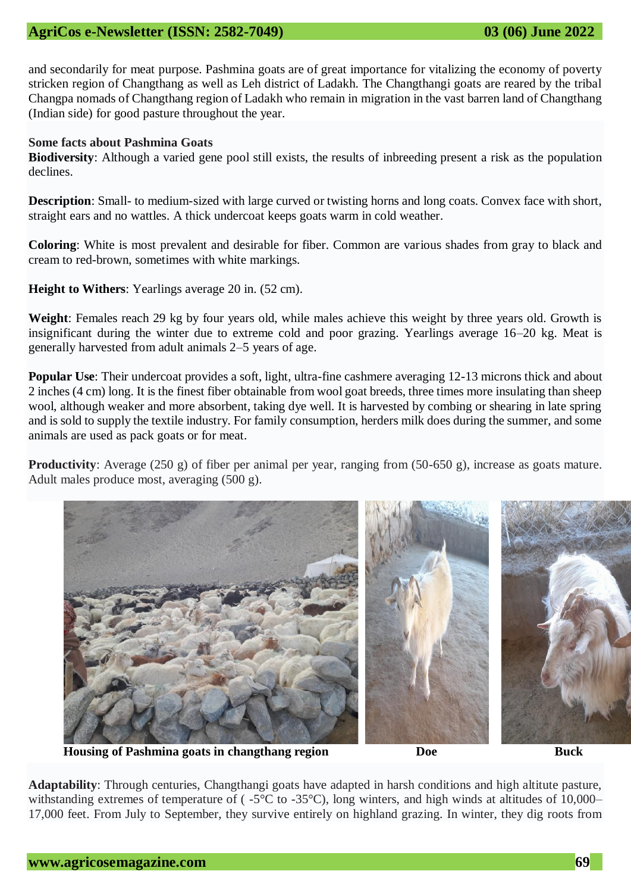and secondarily for meat purpose. Pashmina goats are of great importance for vitalizing the economy of poverty stricken region of Changthang as well as Leh district of Ladakh. The Changthangi goats are reared by the tribal Changpa nomads of Changthang region of Ladakh who remain in migration in the vast barren land of Changthang (Indian side) for good pasture throughout the year.

**Some facts about Pashmina Goats**

**Biodiversity**: Although a varied gene pool still exists, the results of inbreeding present a risk as the population declines.

**Description**: Small- to medium-sized with large curved or twisting horns and long coats. Convex face with short, straight ears and no wattles. A thick undercoat keeps goats warm in cold weather.

**Coloring**: White is most prevalent and desirable for fiber. Common are various shades from gray to black and cream to red-brown, sometimes with white markings.

**Height to Withers**: Yearlings average 20 in. (52 cm).

**Weight**: Females reach 29 kg by four years old, while males achieve this weight by three years old. Growth is insignificant during the winter due to extreme cold and poor grazing. Yearlings average 16–20 kg. Meat is generally harvested from adult animals 2–5 years of age.

**Popular Use**: Their undercoat provides a soft, light, ultra-fine cashmere averaging 12-13 microns thick and about 2 inches (4 cm) long. It is the finest fiber obtainable from wool goat breeds, three times more insulating than sheep wool, although weaker and more absorbent, taking dye well. It is harvested by combing or shearing in late spring and is sold to supply the textile industry. For family consumption, herders milk does during the summer, and some animals are used as pack goats or for meat.

**Productivity**: Average (250 g) of fiber per animal per year, ranging from (50-650 g), increase as goats mature. Adult males produce most, averaging (500 g).

Housing of Pashmina goats in changthang region | Doe | Buck

**Adaptability**: Through centuries, Changthangi goats have adapted in harsh conditions and high altitute pasture, withstanding extremes of temperature of ( -5°C to -35°C), long winters, and high winds at altitudes of 10,000–17,000 feet. From July to September, they survive entirely on highland grazing. In winter, they dig roots from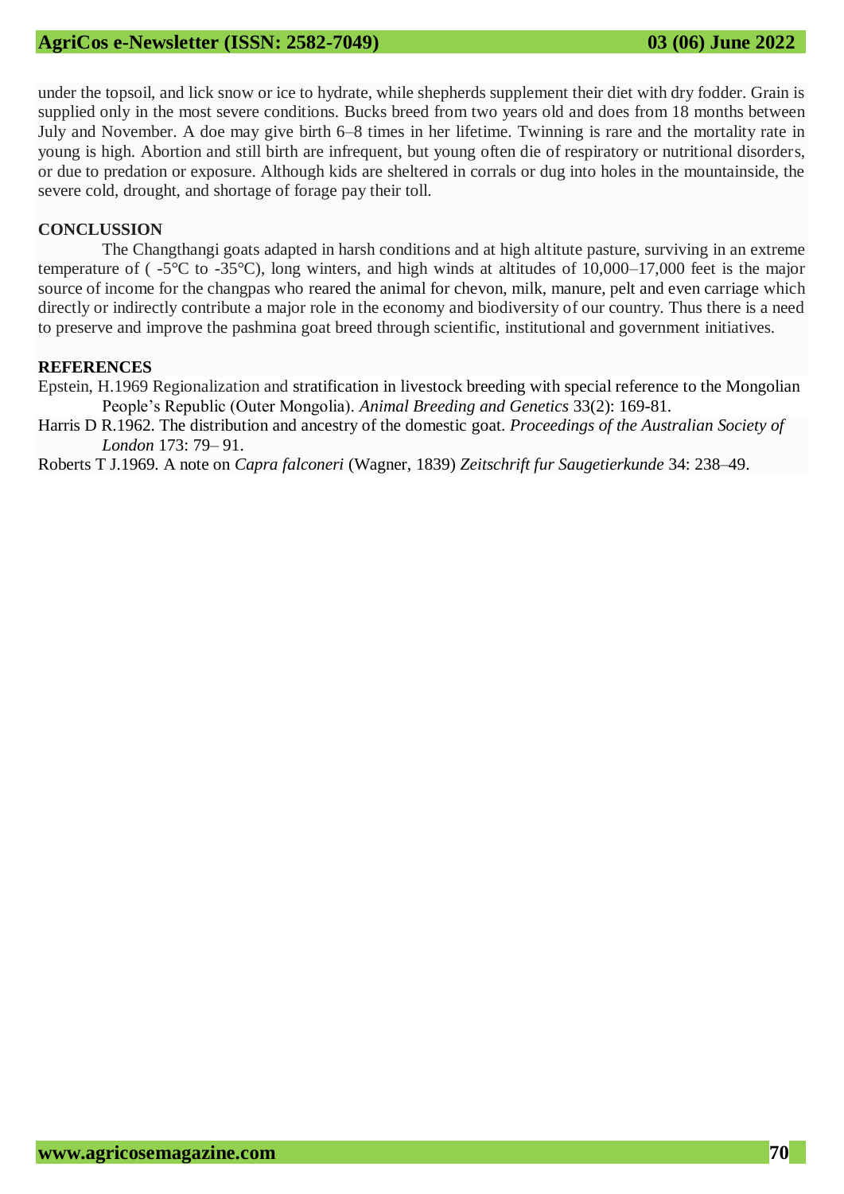under the topsoil, and lick snow or ice to hydrate, while shepherds supplement their diet with dry fodder. Grain is supplied only in the most severe conditions. Bucks breed from two years old and does from 18 months between July and November. A doe may give birth 6–8 times in her lifetime. Twinning is rare and the mortality rate in young is high. Abortion and still birth are infrequent, but young often die of respiratory or nutritional disorders, or due to predation or exposure. Although kids are sheltered in corrals or dug into holes in the mountainside, the severe cold, drought, and shortage of forage pay their toll.

## CONCLUSSION

The Changthangi goats adapted in harsh conditions and at high altitute pasture, surviving in an extreme temperature of ( -5°C to -35°C), long winters, and high winds at altitudes of 10,000–17,000 feet is the major source of income for the changpas who reared the animal for chevon, milk, manure, pelt and even carriage which directly or indirectly contribute a major role in the economy and biodiversity of our country. Thus there is a need to preserve and improve the pashmina goat breed through scientific, institutional and government initiatives.

## REFERENCES

Epstein, H.1969 Regionalization and stratification in livestock breeding with special reference to the Mongolian People's Republic (Outer Mongolia). *Animal Breeding and Genetics* 33(2): 169-81.

Harris D R.1962. The distribution and ancestry of the domestic goat. *Proceedings of the Australian Society of London* 173: 79– 91.

Roberts T J.1969. A note on *Capra falconeri* (Wagner, 1839) *Zeitschrift fur Saugetierkunde* 34: 238–49.